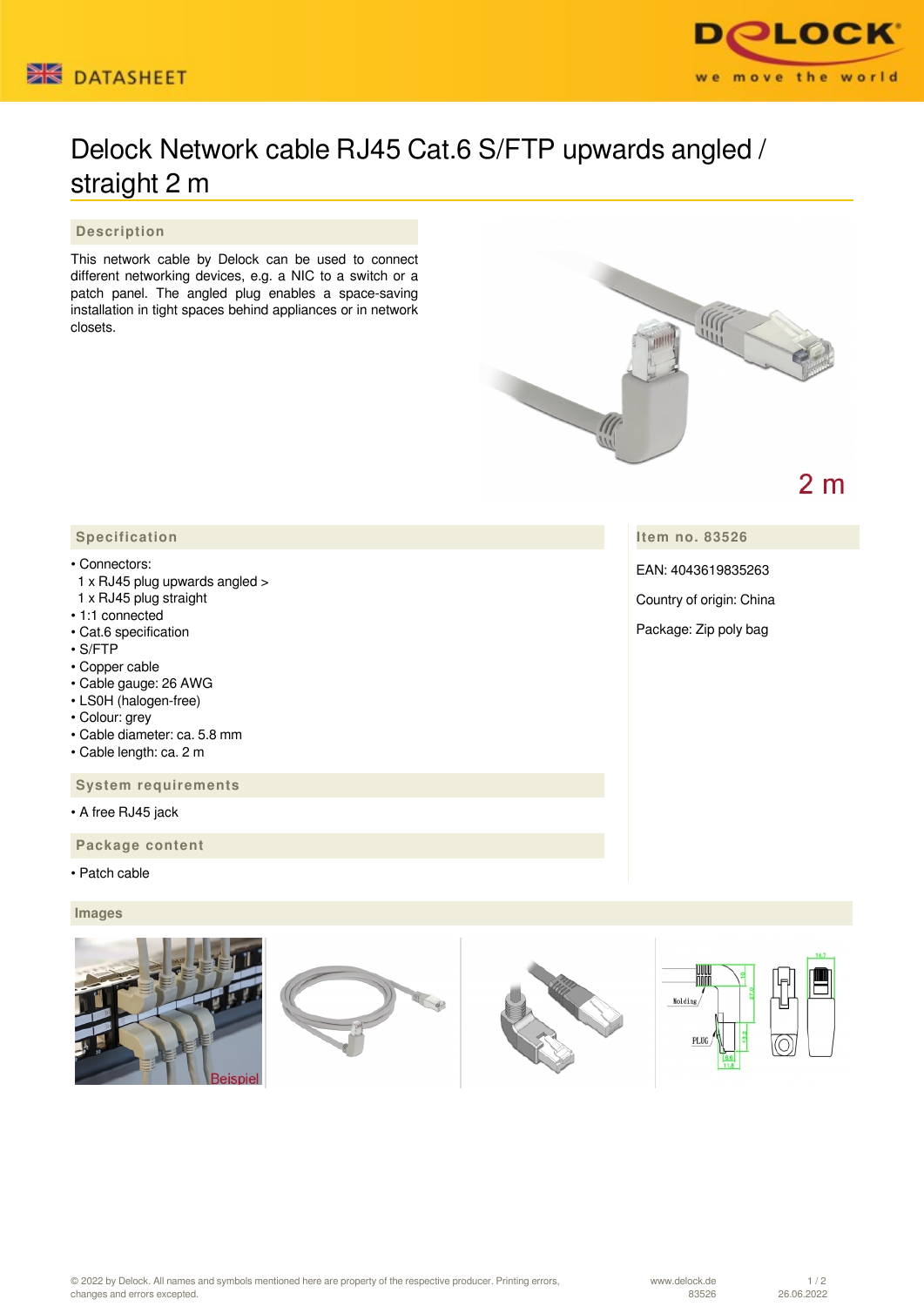DATASHEET

# Delock Network cable RJ45 Cat.6 S/FTP upwards angled / straight 2 m

## Description

This network cable by Delock can be used to connect different networking devices, e.g. a NIC to a switch or a patch panel. The angled plug enables a space-saving installation in tight spaces behind appliances or in network closets.

2 m

## Specification

- Connectors:
  1 x RJ45 plug upwards angled >
  1 x RJ45 plug straight
- 1:1 connected
- Cat.6 specification
- S/FTP
- Copper cable
- Cable gauge: 26 AWG
- LS0H (halogen-free)
- Colour: grey
- Cable diameter: ca. 5.8 mm
- Cable length: ca. 2 m

## Item no. 83526

EAN: 4043619835263

Country of origin: China

Package: Zip poly bag

## System requirements

- A free RJ45 jack

## Package content

- Patch cable

## Images

Beispiel

© 2022 by Delock. All names and symbols mentioned here are property of the respective producer. Printing errors, changes and errors excepted.

www.delock.de
83526
26.06.2022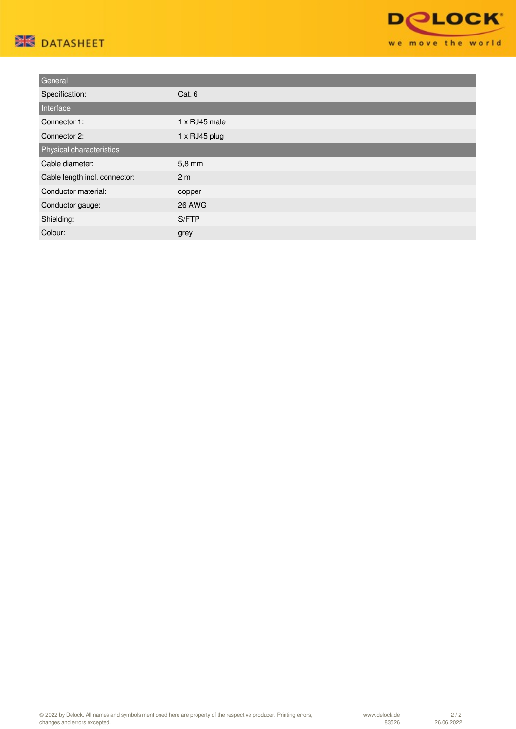| | |
|---|---|
| **General** | |
| Specification: | Cat. 6 |
| **Interface** | |
| Connector 1: | 1 x RJ45 male |
| Connector 2: | 1 x RJ45 plug |
| **Physical characteristics** | |
| Cable diameter: | 5,8 mm |
| Cable length incl. connector: | 2 m |
| Conductor material: | copper |
| Conductor gauge: | 26 AWG |
| Shielding: | S/FTP |
| Colour: | grey |

© 2022 by Delock. All names and symbols mentioned here are property of the respective producer. Printing errors, changes and errors excepted.